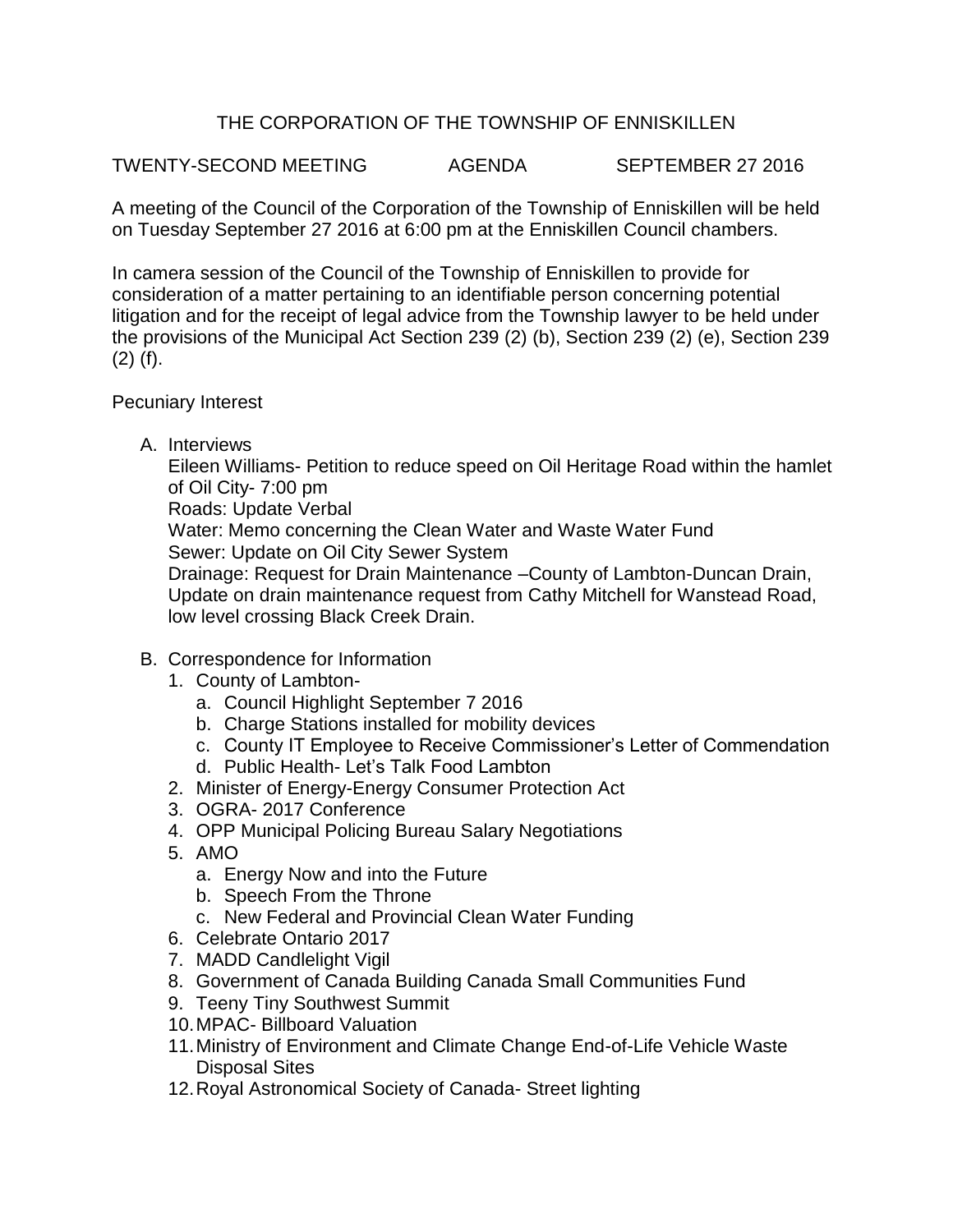# THE CORPORATION OF THE TOWNSHIP OF ENNISKILLEN

TWENTY-SECOND MEETING AGENDA SEPTEMBER 27 2016

A meeting of the Council of the Corporation of the Township of Enniskillen will be held on Tuesday September 27 2016 at 6:00 pm at the Enniskillen Council chambers.

In camera session of the Council of the Township of Enniskillen to provide for consideration of a matter pertaining to an identifiable person concerning potential litigation and for the receipt of legal advice from the Township lawyer to be held under the provisions of the Municipal Act Section 239 (2) (b), Section 239 (2) (e), Section 239 (2) (f).

Pecuniary Interest

A. Interviews

   Eileen Williams- Petition to reduce speed on Oil Heritage Road within the hamlet of Oil City- 7:00 pm

   Roads: Update Verbal

   Water: Memo concerning the Clean Water and Waste Water Fund

   Sewer: Update on Oil City Sewer System

   Drainage: Request for Drain Maintenance –County of Lambton-Duncan Drain, Update on drain maintenance request from Cathy Mitchell for Wanstead Road, low level crossing Black Creek Drain.

B. Correspondence for Information

   1. County of Lambton-
      a. Council Highlight September 7 2016
      b. Charge Stations installed for mobility devices
      c. County IT Employee to Receive Commissioner's Letter of Commendation
      d. Public Health- Let's Talk Food Lambton
   2. Minister of Energy-Energy Consumer Protection Act
   3. OGRA- 2017 Conference
   4. OPP Municipal Policing Bureau Salary Negotiations
   5. AMO
      a. Energy Now and into the Future
      b. Speech From the Throne
      c. New Federal and Provincial Clean Water Funding
   6. Celebrate Ontario 2017
   7. MADD Candlelight Vigil
   8. Government of Canada Building Canada Small Communities Fund
   9. Teeny Tiny Southwest Summit
   10. MPAC- Billboard Valuation
   11. Ministry of Environment and Climate Change End-of-Life Vehicle Waste Disposal Sites
   12. Royal Astronomical Society of Canada- Street lighting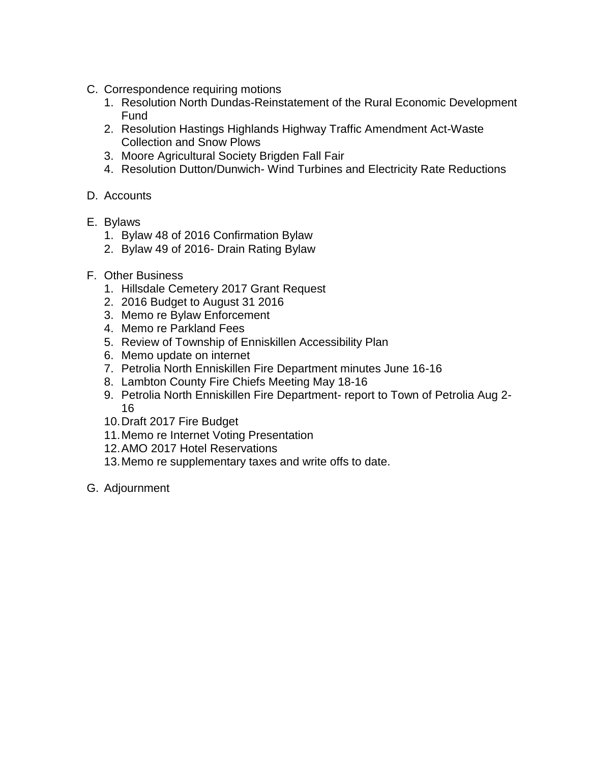C. Correspondence requiring motions
   1. Resolution North Dundas-Reinstatement of the Rural Economic Development Fund
   2. Resolution Hastings Highlands Highway Traffic Amendment Act-Waste Collection and Snow Plows
   3. Moore Agricultural Society Brigden Fall Fair
   4. Resolution Dutton/Dunwich- Wind Turbines and Electricity Rate Reductions

D. Accounts

E. Bylaws
   1. Bylaw 48 of 2016 Confirmation Bylaw
   2. Bylaw 49 of 2016- Drain Rating Bylaw

F. Other Business
   1. Hillsdale Cemetery 2017 Grant Request
   2. 2016 Budget to August 31 2016
   3. Memo re Bylaw Enforcement
   4. Memo re Parkland Fees
   5. Review of Township of Enniskillen Accessibility Plan
   6. Memo update on internet
   7. Petrolia North Enniskillen Fire Department minutes June 16-16
   8. Lambton County Fire Chiefs Meeting May 18-16
   9. Petrolia North Enniskillen Fire Department- report to Town of Petrolia Aug 2-16
   10. Draft 2017 Fire Budget
   11. Memo re Internet Voting Presentation
   12. AMO 2017 Hotel Reservations
   13. Memo re supplementary taxes and write offs to date.

G. Adjournment